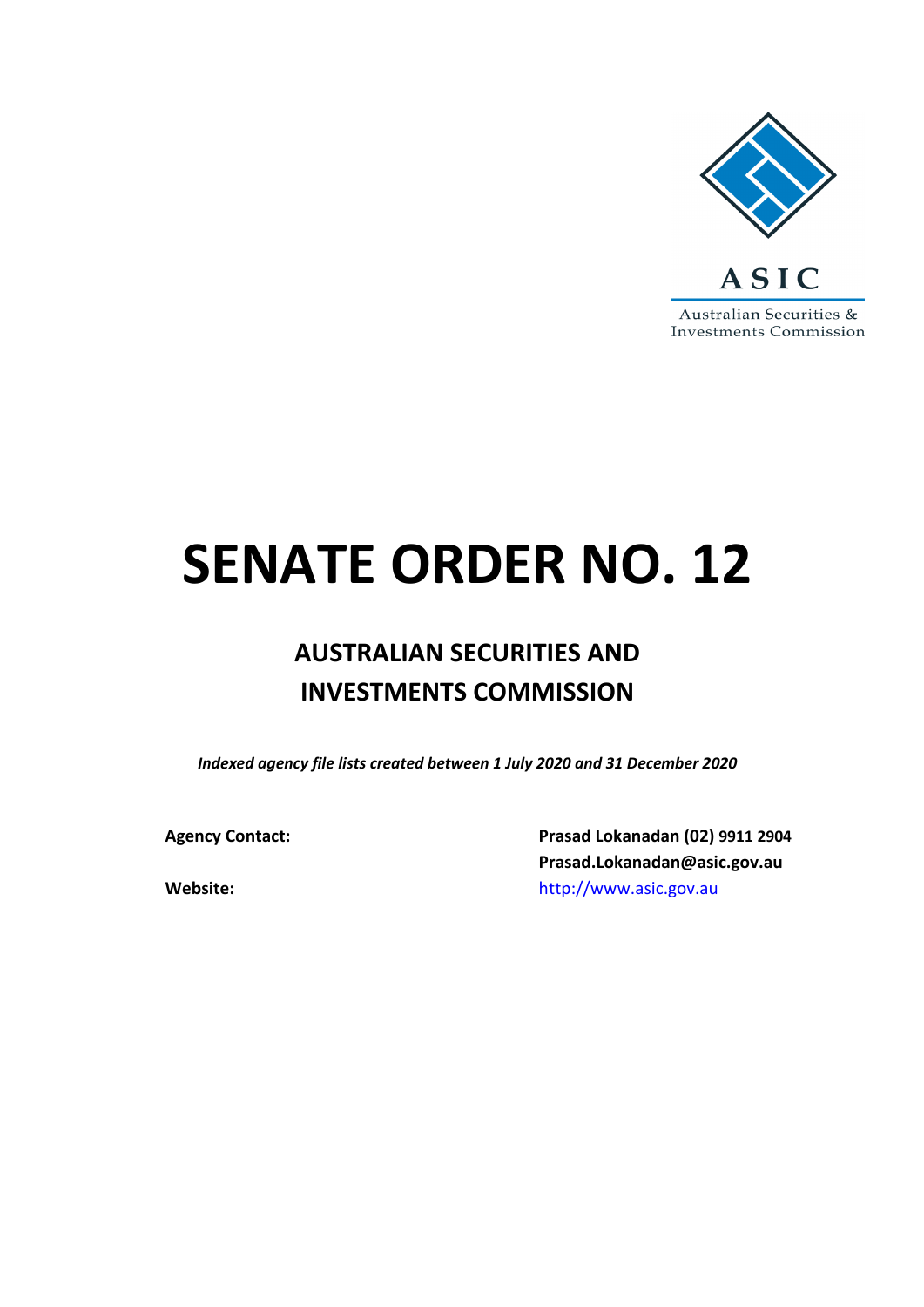ASIC

Australian Securities & Investments Commission

# SENATE ORDER NO. 12

## AUSTRALIAN SECURITIES AND INVESTMENTS COMMISSION

*Indexed agency file lists created between 1 July 2020 and 31 December 2020*

| | |
|---|---|
| **Agency Contact:** | **Prasad Lokanadan (02) 9911 2904** |
| | **Prasad.Lokanadan@asic.gov.au** |
| **Website:** | http://www.asic.gov.au |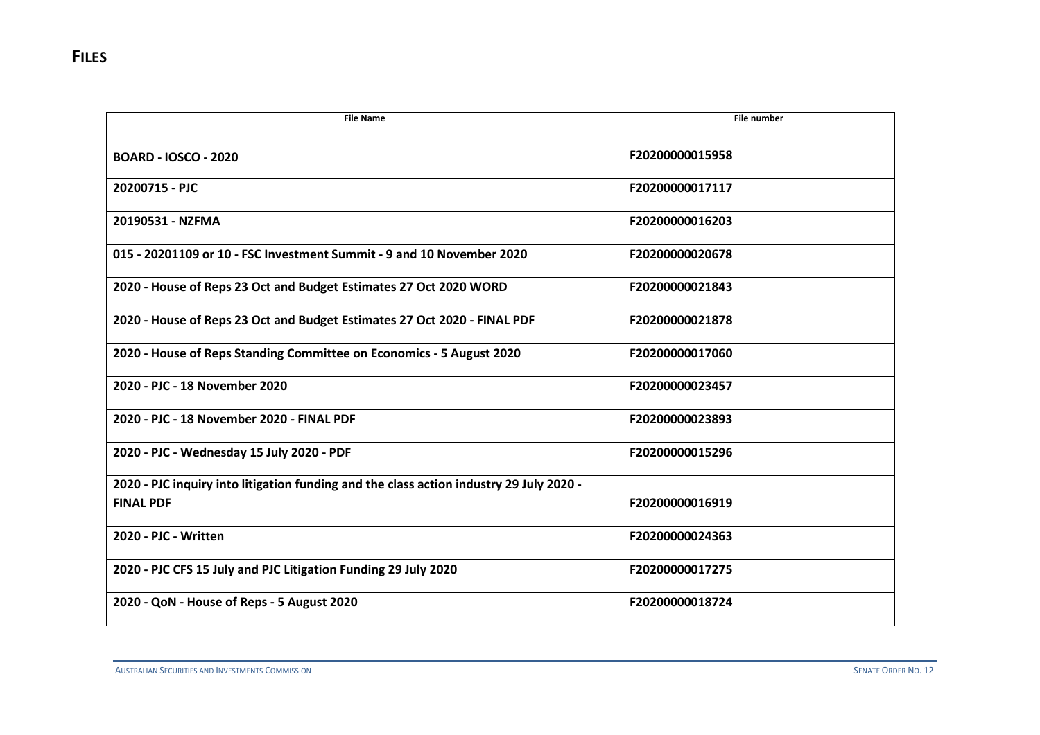# FILES

| File Name | File number |
|---|---|
| **BOARD - IOSCO - 2020** | **F20200000015958** |
| **20200715 - PJC** | **F20200000017117** |
| **20190531 - NZFMA** | **F20200000016203** |
| **015 - 20201109 or 10 - FSC Investment Summit - 9 and 10 November 2020** | **F20200000020678** |
| **2020 - House of Reps 23 Oct and Budget Estimates 27 Oct 2020 WORD** | **F20200000021843** |
| **2020 - House of Reps 23 Oct and Budget Estimates 27 Oct 2020 - FINAL PDF** | **F20200000021878** |
| **2020 - House of Reps Standing Committee on Economics - 5 August 2020** | **F20200000017060** |
| **2020 - PJC - 18 November 2020** | **F20200000023457** |
| **2020 - PJC - 18 November 2020 - FINAL PDF** | **F20200000023893** |
| **2020 - PJC - Wednesday 15 July 2020 - PDF** | **F20200000015296** |
| **2020 - PJC inquiry into litigation funding and the class action industry 29 July 2020 - FINAL PDF** | **F20200000016919** |
| **2020 - PJC - Written** | **F20200000024363** |
| **2020 - PJC CFS 15 July and PJC Litigation Funding 29 July 2020** | **F20200000017275** |
| **2020 - QoN - House of Reps - 5 August 2020** | **F20200000018724** |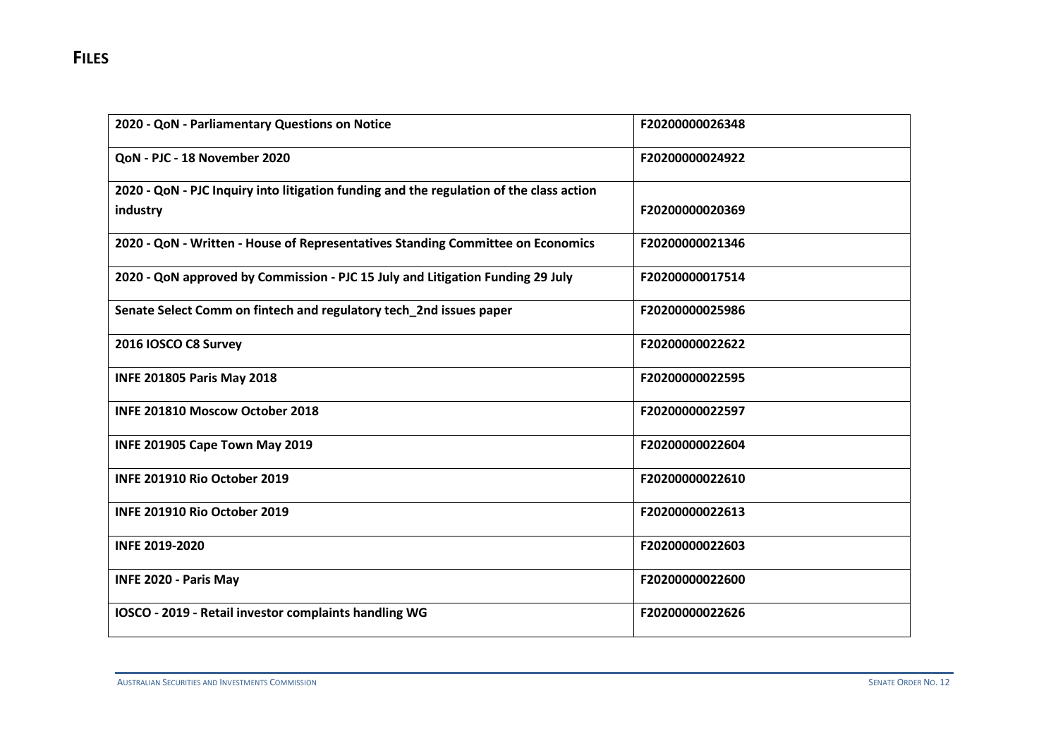# FILES

| | |
|---|---|
| **2020 - QoN - Parliamentary Questions on Notice** | **F20200000026348** |
| **QoN - PJC - 18 November 2020** | **F20200000024922** |
| **2020 - QoN - PJC Inquiry into litigation funding and the regulation of the class action industry** | **F20200000020369** |
| **2020 - QoN - Written - House of Representatives Standing Committee on Economics** | **F20200000021346** |
| **2020 - QoN approved by Commission - PJC 15 July and Litigation Funding 29 July** | **F20200000017514** |
| **Senate Select Comm on fintech and regulatory tech_2nd issues paper** | **F20200000025986** |
| **2016 IOSCO C8 Survey** | **F20200000022622** |
| **INFE 201805 Paris May 2018** | **F20200000022595** |
| **INFE 201810 Moscow October 2018** | **F20200000022597** |
| **INFE 201905 Cape Town May 2019** | **F20200000022604** |
| **INFE 201910 Rio October 2019** | **F20200000022610** |
| **INFE 201910 Rio October 2019** | **F20200000022613** |
| **INFE 2019-2020** | **F20200000022603** |
| **INFE 2020 - Paris May** | **F20200000022600** |
| **IOSCO - 2019 - Retail investor complaints handling WG** | **F20200000022626** |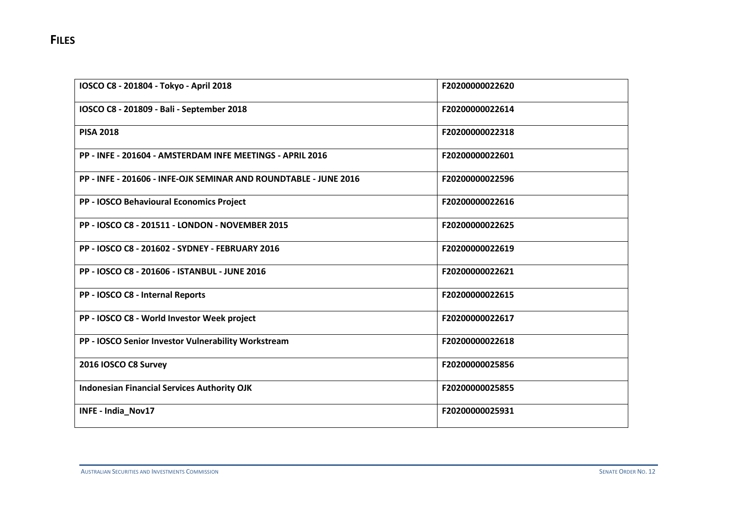# FILES

| | |
|---|---|
| **IOSCO C8 - 201804 - Tokyo - April 2018** | F20200000022620 |
| **IOSCO C8 - 201809 - Bali - September 2018** | F20200000022614 |
| **PISA 2018** | F20200000022318 |
| **PP - INFE - 201604 - AMSTERDAM INFE MEETINGS - APRIL 2016** | F20200000022601 |
| **PP - INFE - 201606 - INFE-OJK SEMINAR AND ROUNDTABLE - JUNE 2016** | F20200000022596 |
| **PP - IOSCO Behavioural Economics Project** | F20200000022616 |
| **PP - IOSCO C8 - 201511 - LONDON - NOVEMBER 2015** | F20200000022625 |
| **PP - IOSCO C8 - 201602 - SYDNEY - FEBRUARY 2016** | F20200000022619 |
| **PP - IOSCO C8 - 201606 - ISTANBUL - JUNE 2016** | F20200000022621 |
| **PP - IOSCO C8 - Internal Reports** | F20200000022615 |
| **PP - IOSCO C8 - World Investor Week project** | F20200000022617 |
| **PP - IOSCO Senior Investor Vulnerability Workstream** | F20200000022618 |
| **2016 IOSCO C8 Survey** | F20200000025856 |
| **Indonesian Financial Services Authority OJK** | F20200000025855 |
| **INFE - India_Nov17** | F20200000025931 |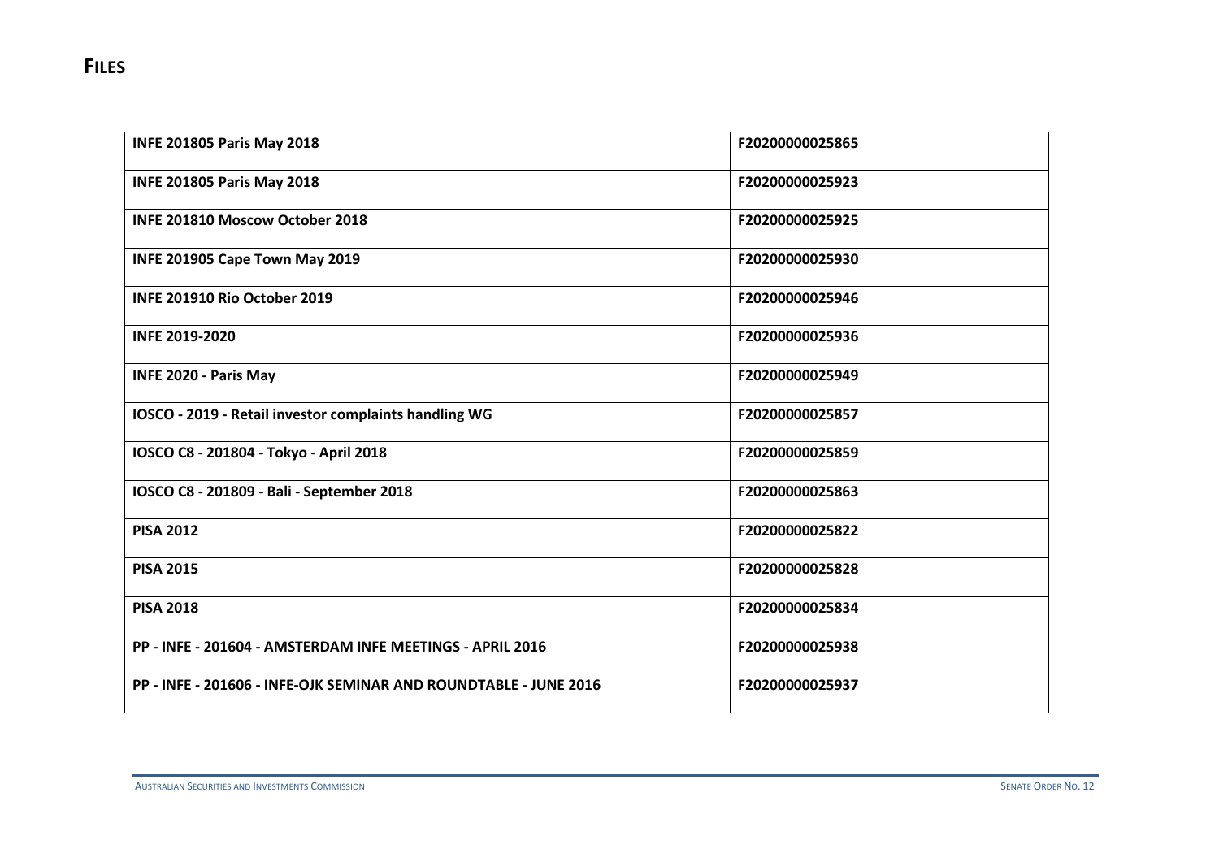## FILES

| | |
|---|---|
| **INFE 201805 Paris May 2018** | F20200000025865 |
| **INFE 201805 Paris May 2018** | F20200000025923 |
| **INFE 201810 Moscow October 2018** | F20200000025925 |
| **INFE 201905 Cape Town May 2019** | F20200000025930 |
| **INFE 201910 Rio October 2019** | F20200000025946 |
| **INFE 2019-2020** | F20200000025936 |
| **INFE 2020 - Paris May** | F20200000025949 |
| **IOSCO - 2019 - Retail investor complaints handling WG** | F20200000025857 |
| **IOSCO C8 - 201804 - Tokyo - April 2018** | F20200000025859 |
| **IOSCO C8 - 201809 - Bali - September 2018** | F20200000025863 |
| **PISA 2012** | F20200000025822 |
| **PISA 2015** | F20200000025828 |
| **PISA 2018** | F20200000025834 |
| **PP - INFE - 201604 - AMSTERDAM INFE MEETINGS - APRIL 2016** | F20200000025938 |
| **PP - INFE - 201606 - INFE-OJK SEMINAR AND ROUNDTABLE - JUNE 2016** | F20200000025937 |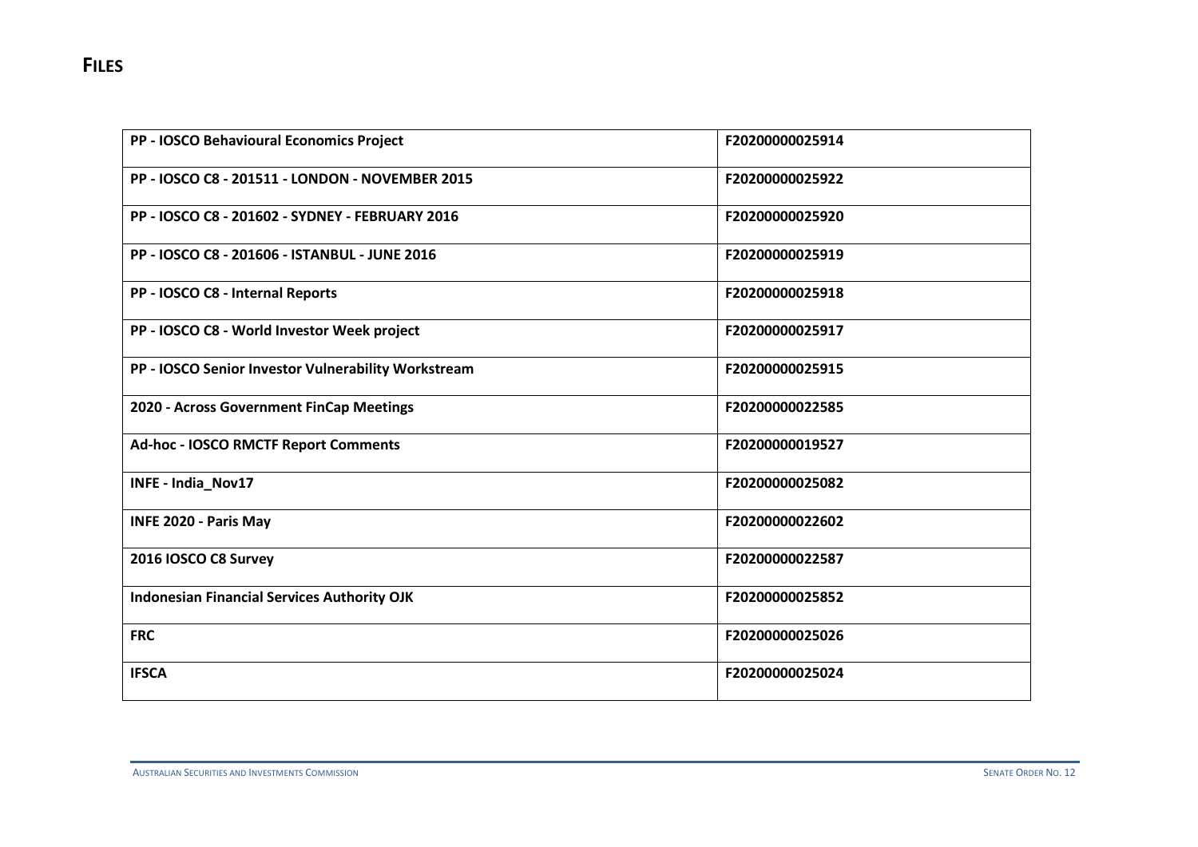# FILES

| PP - IOSCO Behavioural Economics Project | F20200000025914 |
|---|---|
| PP - IOSCO C8 - 201511 - LONDON - NOVEMBER 2015 | F20200000025922 |
| PP - IOSCO C8 - 201602 - SYDNEY - FEBRUARY 2016 | F20200000025920 |
| PP - IOSCO C8 - 201606 - ISTANBUL - JUNE 2016 | F20200000025919 |
| PP - IOSCO C8 - Internal Reports | F20200000025918 |
| PP - IOSCO C8 - World Investor Week project | F20200000025917 |
| PP - IOSCO Senior Investor Vulnerability Workstream | F20200000025915 |
| 2020 - Across Government FinCap Meetings | F20200000022585 |
| Ad-hoc - IOSCO RMCTF Report Comments | F20200000019527 |
| INFE - India_Nov17 | F20200000025082 |
| INFE 2020 - Paris May | F20200000022602 |
| 2016 IOSCO C8 Survey | F20200000022587 |
| Indonesian Financial Services Authority OJK | F20200000025852 |
| FRC | F20200000025026 |
| IFSCA | F20200000025024 |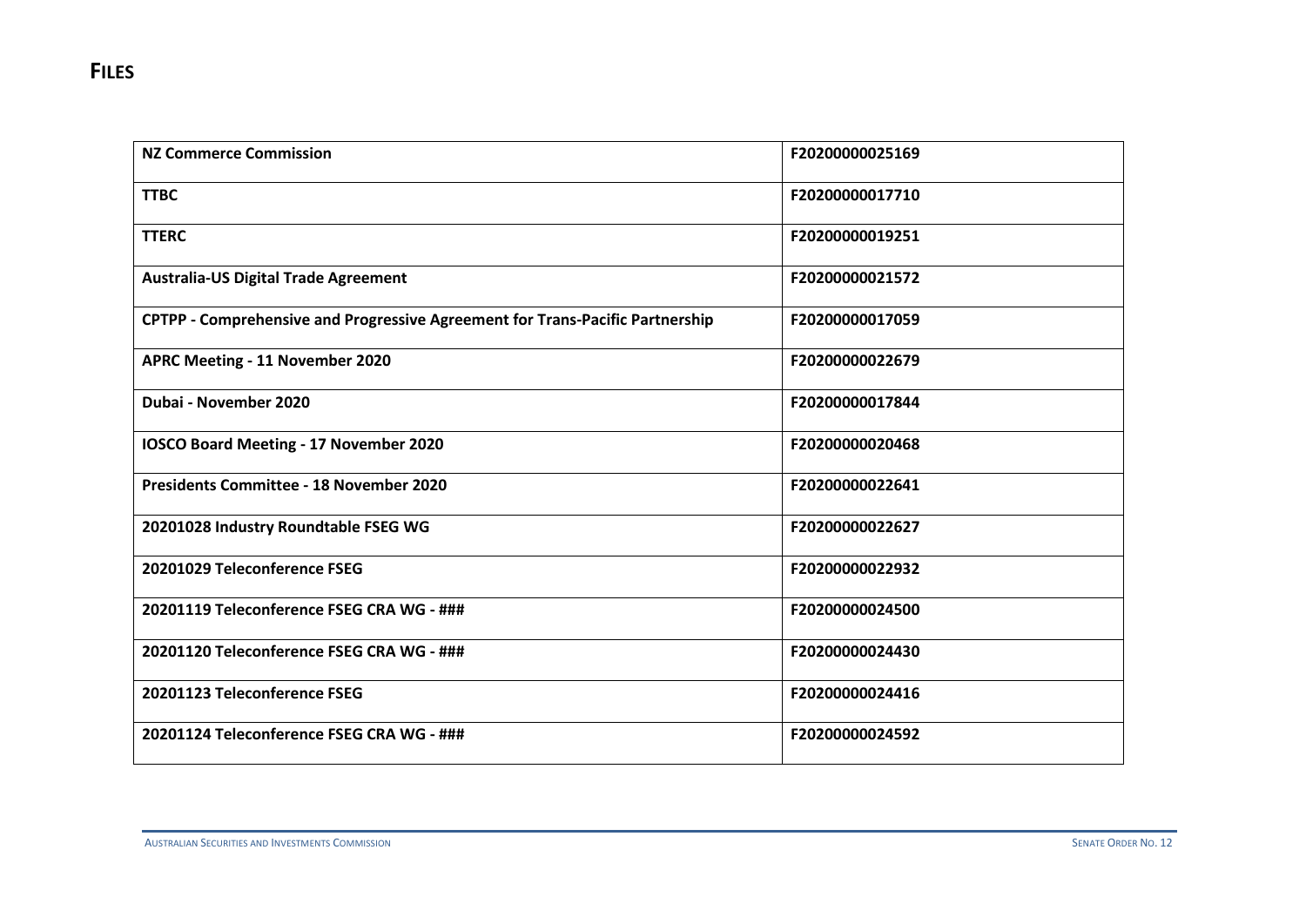# FILES

| NZ Commerce Commission | F20200000025169 |
|---|---|
| TTBC | F20200000017710 |
| TTERC | F20200000019251 |
| Australia-US Digital Trade Agreement | F20200000021572 |
| CPTPP - Comprehensive and Progressive Agreement for Trans-Pacific Partnership | F20200000017059 |
| APRC Meeting - 11 November 2020 | F20200000022679 |
| Dubai - November 2020 | F20200000017844 |
| IOSCO Board Meeting - 17 November 2020 | F20200000020468 |
| Presidents Committee - 18 November 2020 | F20200000022641 |
| 20201028 Industry Roundtable FSEG WG | F20200000022627 |
| 20201029 Teleconference FSEG | F20200000022932 |
| 20201119 Teleconference FSEG CRA WG - ### | F20200000024500 |
| 20201120 Teleconference FSEG CRA WG - ### | F20200000024430 |
| 20201123 Teleconference FSEG | F20200000024416 |
| 20201124 Teleconference FSEG CRA WG - ### | F20200000024592 |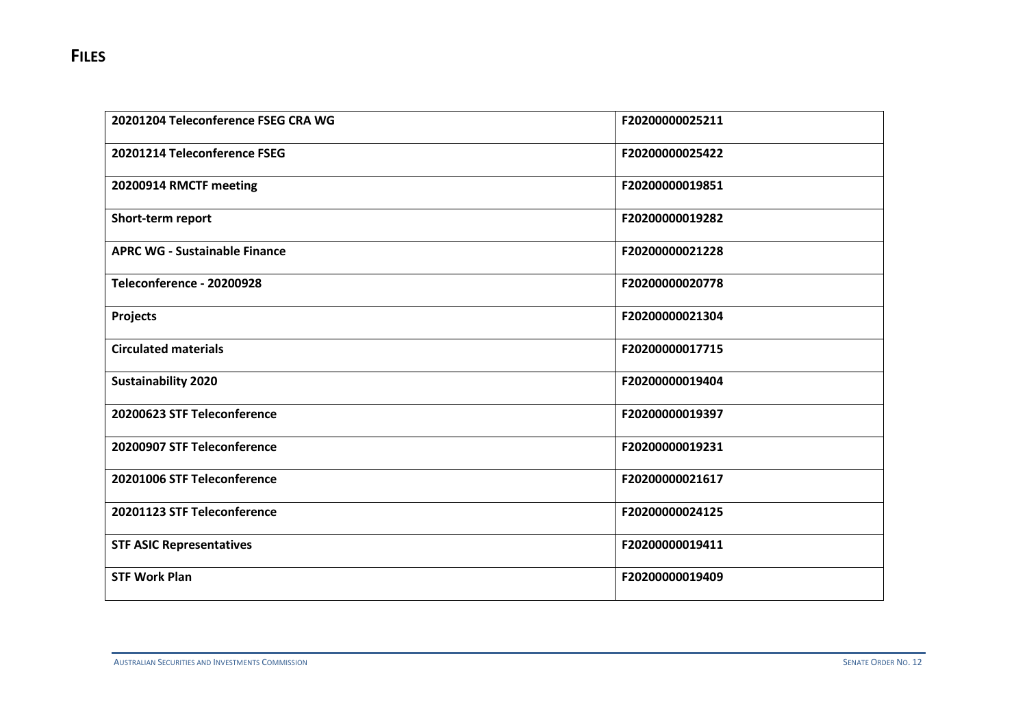# FILES

| 20201204 Teleconference FSEG CRA WG | F20200000025211 |
|---|---|
| 20201214 Teleconference FSEG | F20200000025422 |
| 20200914 RMCTF meeting | F20200000019851 |
| Short-term report | F20200000019282 |
| APRC WG - Sustainable Finance | F20200000021228 |
| Teleconference - 20200928 | F20200000020778 |
| Projects | F20200000021304 |
| Circulated materials | F20200000017715 |
| Sustainability 2020 | F20200000019404 |
| 20200623 STF Teleconference | F20200000019397 |
| 20200907 STF Teleconference | F20200000019231 |
| 20201006 STF Teleconference | F20200000021617 |
| 20201123 STF Teleconference | F20200000024125 |
| STF ASIC Representatives | F20200000019411 |
| STF Work Plan | F20200000019409 |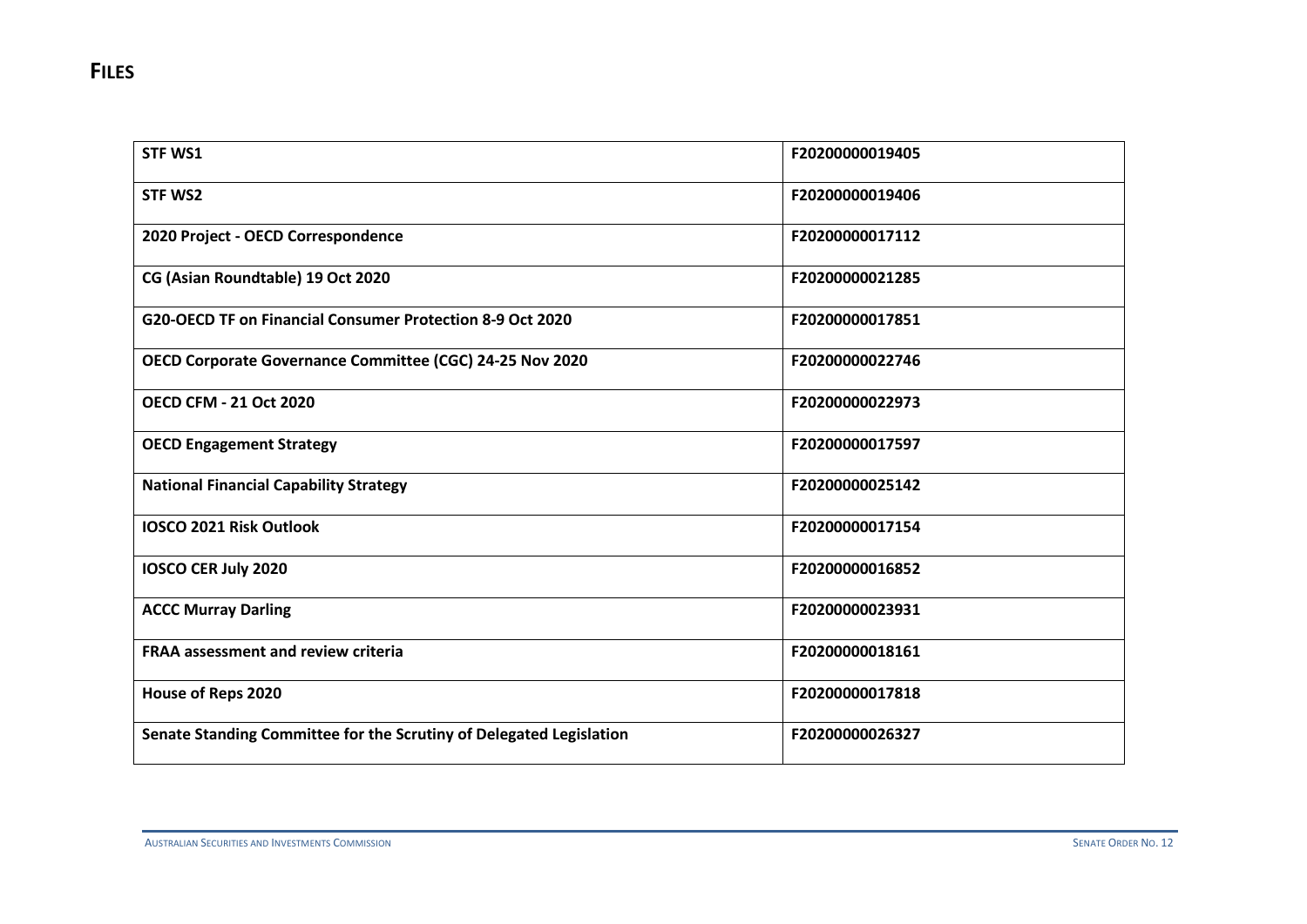# FILES

| STF WS1 | F20200000019405 |
|---|---|
| STF WS2 | F20200000019406 |
| 2020 Project - OECD Correspondence | F20200000017112 |
| CG (Asian Roundtable) 19 Oct 2020 | F20200000021285 |
| G20-OECD TF on Financial Consumer Protection 8-9 Oct 2020 | F20200000017851 |
| OECD Corporate Governance Committee (CGC) 24-25 Nov 2020 | F20200000022746 |
| OECD CFM - 21 Oct 2020 | F20200000022973 |
| OECD Engagement Strategy | F20200000017597 |
| National Financial Capability Strategy | F20200000025142 |
| IOSCO 2021 Risk Outlook | F20200000017154 |
| IOSCO CER July 2020 | F20200000016852 |
| ACCC Murray Darling | F20200000023931 |
| FRAA assessment and review criteria | F20200000018161 |
| House of Reps 2020 | F20200000017818 |
| Senate Standing Committee for the Scrutiny of Delegated Legislation | F20200000026327 |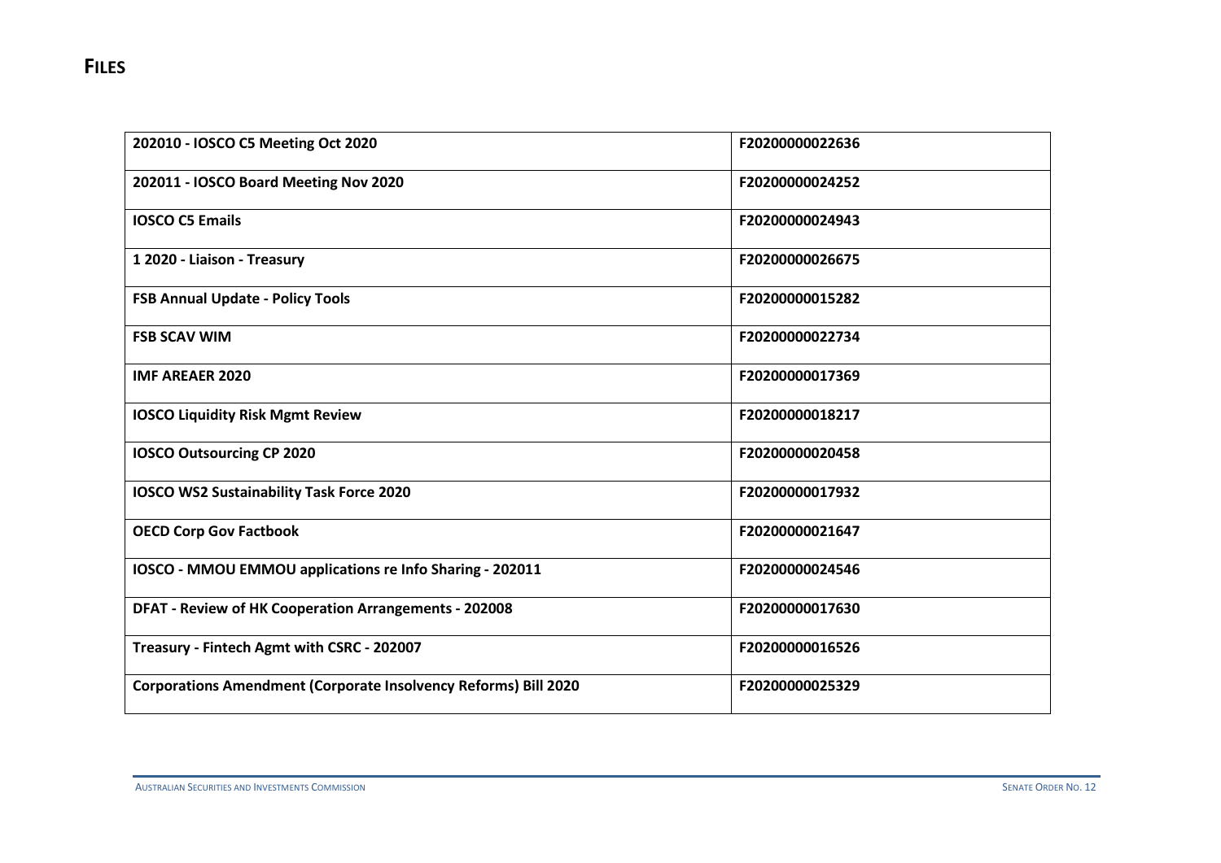# FILES

| | |
|---|---|
| **202010 - IOSCO C5 Meeting Oct 2020** | **F20200000022636** |
| **202011 - IOSCO Board Meeting Nov 2020** | **F20200000024252** |
| **IOSCO C5 Emails** | **F20200000024943** |
| **1 2020 - Liaison - Treasury** | **F20200000026675** |
| **FSB Annual Update - Policy Tools** | **F20200000015282** |
| **FSB SCAV WIM** | **F20200000022734** |
| **IMF AREAER 2020** | **F20200000017369** |
| **IOSCO Liquidity Risk Mgmt Review** | **F20200000018217** |
| **IOSCO Outsourcing CP 2020** | **F20200000020458** |
| **IOSCO WS2 Sustainability Task Force 2020** | **F20200000017932** |
| **OECD Corp Gov Factbook** | **F20200000021647** |
| **IOSCO - MMOU EMMOU applications re Info Sharing - 202011** | **F20200000024546** |
| **DFAT - Review of HK Cooperation Arrangements - 202008** | **F20200000017630** |
| **Treasury - Fintech Agmt with CSRC - 202007** | **F20200000016526** |
| **Corporations Amendment (Corporate Insolvency Reforms) Bill 2020** | **F20200000025329** |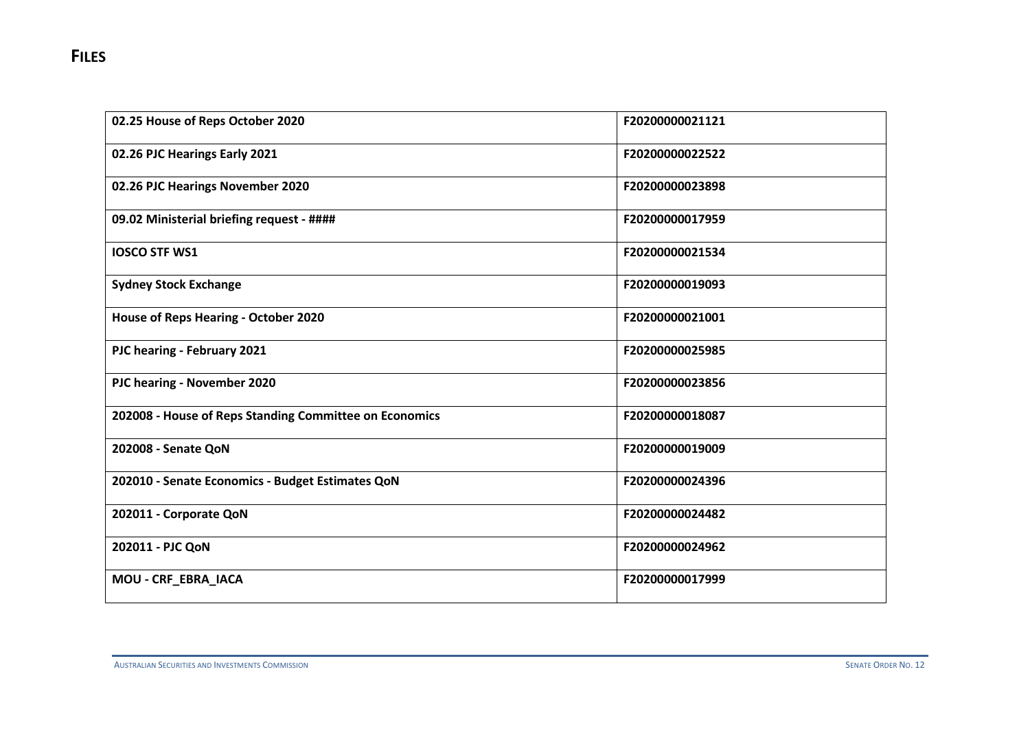# FILES

| | |
|---|---|
| **02.25 House of Reps October 2020** | F20200000021121 |
| **02.26 PJC Hearings Early 2021** | F20200000022522 |
| **02.26 PJC Hearings November 2020** | F20200000023898 |
| **09.02 Ministerial briefing request - ####** | F20200000017959 |
| **IOSCO STF WS1** | F20200000021534 |
| **Sydney Stock Exchange** | F20200000019093 |
| **House of Reps Hearing - October 2020** | F20200000021001 |
| **PJC hearing - February 2021** | F20200000025985 |
| **PJC hearing - November 2020** | F20200000023856 |
| **202008 - House of Reps Standing Committee on Economics** | F20200000018087 |
| **202008 - Senate QoN** | F20200000019009 |
| **202010 - Senate Economics - Budget Estimates QoN** | F20200000024396 |
| **202011 - Corporate QoN** | F20200000024482 |
| **202011 - PJC QoN** | F20200000024962 |
| **MOU - CRF_EBRA_IACA** | F20200000017999 |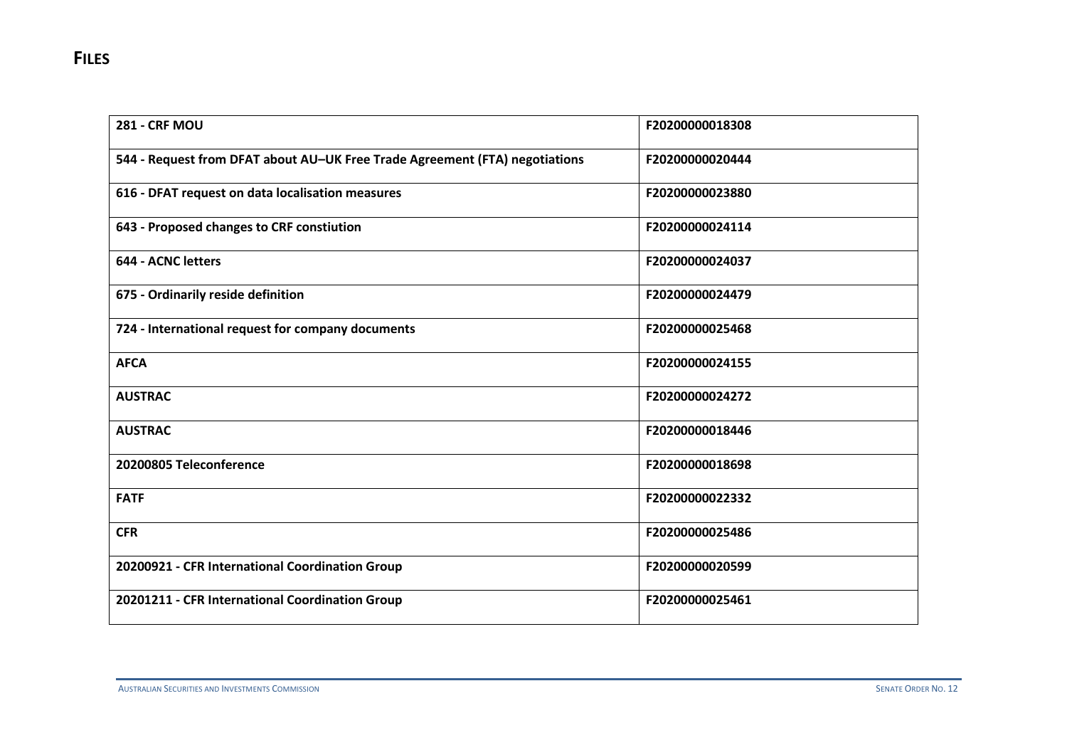# FILES

| | |
|---|---|
| **281 - CRF MOU** | **F20200000018308** |
| **544 - Request from DFAT about AU–UK Free Trade Agreement (FTA) negotiations** | **F20200000020444** |
| **616 - DFAT request on data localisation measures** | **F20200000023880** |
| **643 - Proposed changes to CRF constiution** | **F20200000024114** |
| **644 - ACNC letters** | **F20200000024037** |
| **675 - Ordinarily reside definition** | **F20200000024479** |
| **724 - International request for company documents** | **F20200000025468** |
| **AFCA** | **F20200000024155** |
| **AUSTRAC** | **F20200000024272** |
| **AUSTRAC** | **F20200000018446** |
| **20200805 Teleconference** | **F20200000018698** |
| **FATF** | **F20200000022332** |
| **CFR** | **F20200000025486** |
| **20200921 - CFR International Coordination Group** | **F20200000020599** |
| **20201211 - CFR International Coordination Group** | **F20200000025461** |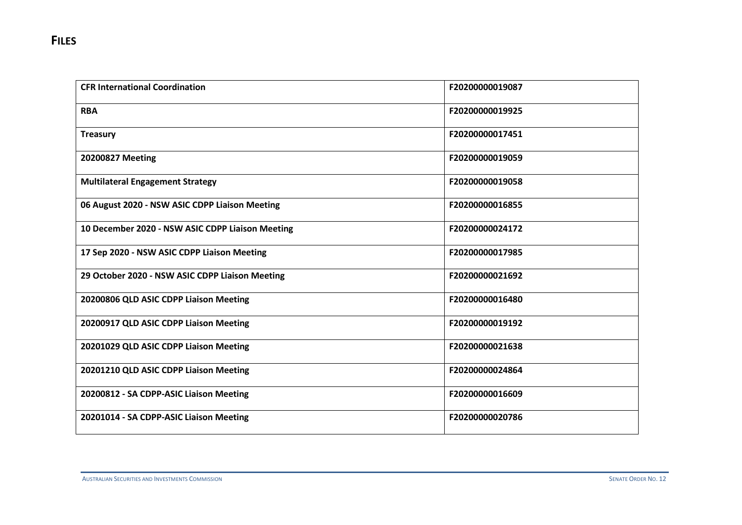# FILES

| | |
|---|---|
| **CFR International Coordination** | F20200000019087 |
| **RBA** | F20200000019925 |
| **Treasury** | F20200000017451 |
| **20200827 Meeting** | F20200000019059 |
| **Multilateral Engagement Strategy** | F20200000019058 |
| **06 August 2020 - NSW ASIC CDPP Liaison Meeting** | F20200000016855 |
| **10 December 2020 - NSW ASIC CDPP Liaison Meeting** | F20200000024172 |
| **17 Sep 2020 - NSW ASIC CDPP Liaison Meeting** | F20200000017985 |
| **29 October 2020 - NSW ASIC CDPP Liaison Meeting** | F20200000021692 |
| **20200806 QLD ASIC CDPP Liaison Meeting** | F20200000016480 |
| **20200917 QLD ASIC CDPP Liaison Meeting** | F20200000019192 |
| **20201029 QLD ASIC CDPP Liaison Meeting** | F20200000021638 |
| **20201210 QLD ASIC CDPP Liaison Meeting** | F20200000024864 |
| **20200812 - SA CDPP-ASIC Liaison Meeting** | F20200000016609 |
| **20201014 - SA CDPP-ASIC Liaison Meeting** | F20200000020786 |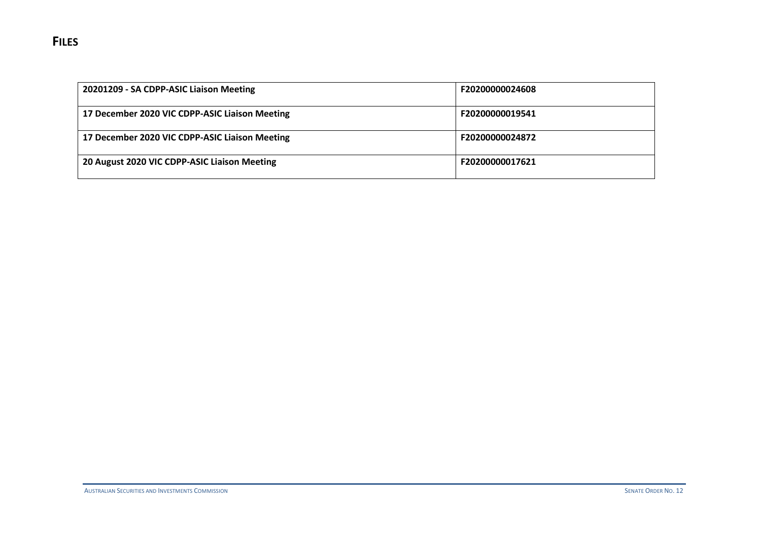# FILES

| | |
|---|---|
| **20201209 - SA CDPP-ASIC Liaison Meeting** | **F20200000024608** |
| **17 December 2020 VIC CDPP-ASIC Liaison Meeting** | **F20200000019541** |
| **17 December 2020 VIC CDPP-ASIC Liaison Meeting** | **F20200000024872** |
| **20 August 2020 VIC CDPP-ASIC Liaison Meeting** | **F20200000017621** |